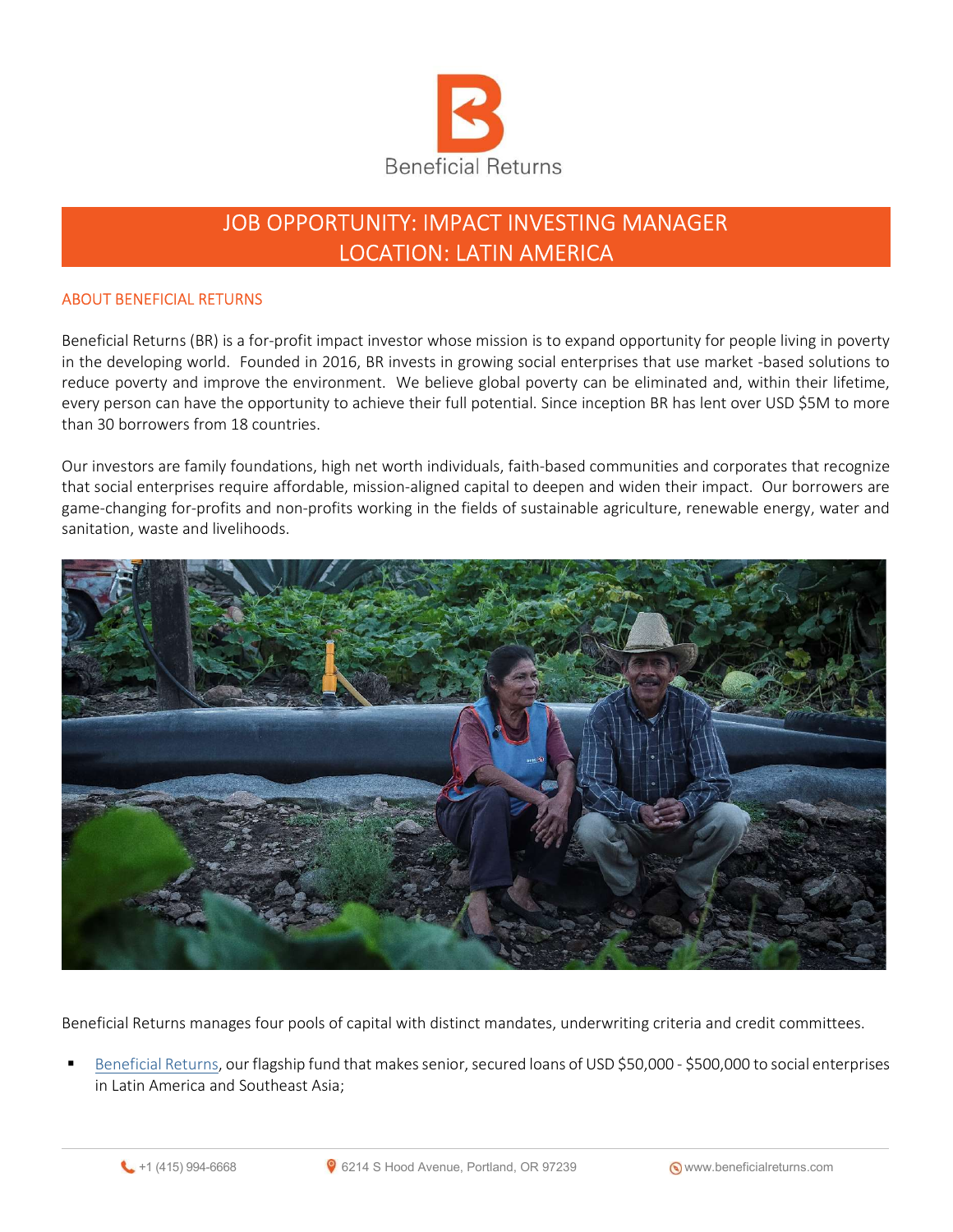Beneficial Returns

# JOB OPPORTUNITY: IMPACT INVESTING MANAGER
# LOCATION: LATIN AMERICA

## ABOUT BENEFICIAL RETURNS

Beneficial Returns (BR) is a for-profit impact investor whose mission is to expand opportunity for people living in poverty in the developing world. Founded in 2016, BR invests in growing social enterprises that use market -based solutions to reduce poverty and improve the environment. We believe global poverty can be eliminated and, within their lifetime, every person can have the opportunity to achieve their full potential. Since inception BR has lent over USD $5M to more than 30 borrowers from 18 countries.

Our investors are family foundations, high net worth individuals, faith-based communities and corporates that recognize that social enterprises require affordable, mission-aligned capital to deepen and widen their impact. Our borrowers are game-changing for-profits and non-profits working in the fields of sustainable agriculture, renewable energy, water and sanitation, waste and livelihoods.

Beneficial Returns manages four pools of capital with distinct mandates, underwriting criteria and credit committees.

- Beneficial Returns, our flagship fund that makes senior, secured loans of USD $50,000 - $500,000 to social enterprises in Latin America and Southeast Asia;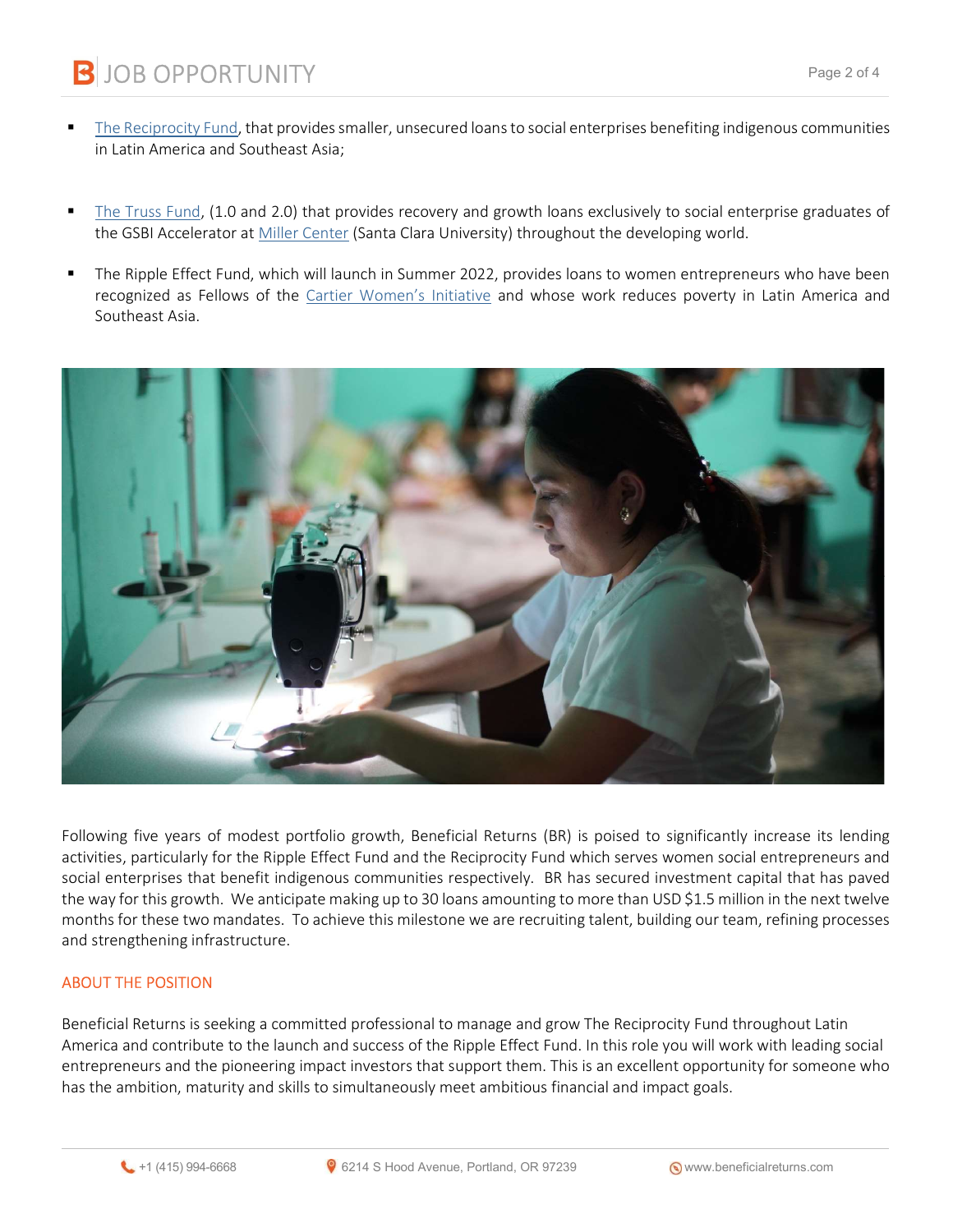- The Reciprocity Fund, that provides smaller, unsecured loans to social enterprises benefiting indigenous communities in Latin America and Southeast Asia;

- The Truss Fund, (1.0 and 2.0) that provides recovery and growth loans exclusively to social enterprise graduates of the GSBI Accelerator at Miller Center (Santa Clara University) throughout the developing world.

- The Ripple Effect Fund, which will launch in Summer 2022, provides loans to women entrepreneurs who have been recognized as Fellows of the Cartier Women's Initiative and whose work reduces poverty in Latin America and Southeast Asia.

Following five years of modest portfolio growth, Beneficial Returns (BR) is poised to significantly increase its lending activities, particularly for the Ripple Effect Fund and the Reciprocity Fund which serves women social entrepreneurs and social enterprises that benefit indigenous communities respectively. BR has secured investment capital that has paved the way for this growth. We anticipate making up to 30 loans amounting to more than USD $1.5 million in the next twelve months for these two mandates. To achieve this milestone we are recruiting talent, building our team, refining processes and strengthening infrastructure.

## ABOUT THE POSITION

Beneficial Returns is seeking a committed professional to manage and grow The Reciprocity Fund throughout Latin America and contribute to the launch and success of the Ripple Effect Fund. In this role you will work with leading social entrepreneurs and the pioneering impact investors that support them. This is an excellent opportunity for someone who has the ambition, maturity and skills to simultaneously meet ambitious financial and impact goals.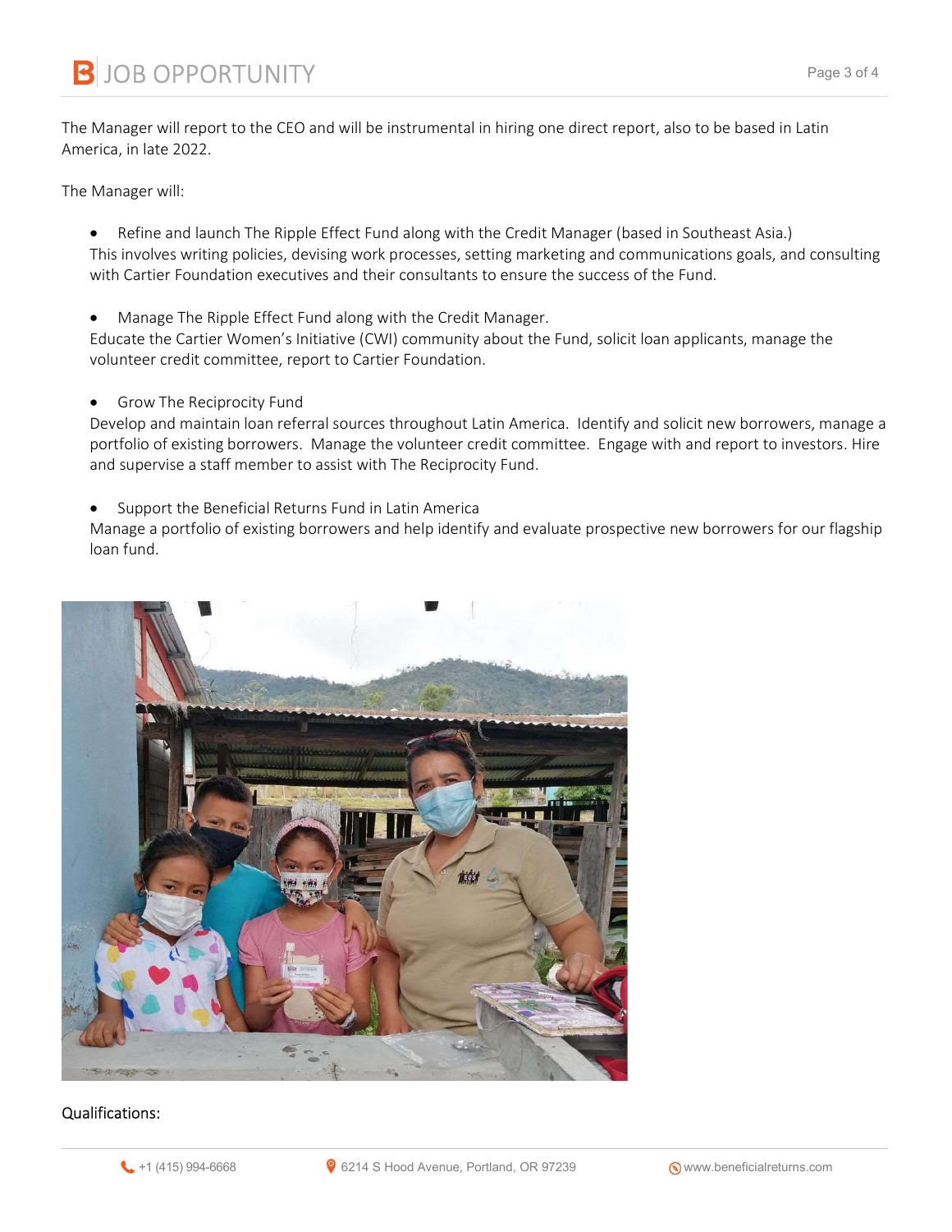The Manager will report to the CEO and will be instrumental in hiring one direct report, also to be based in Latin America, in late 2022.

The Manager will:

- Refine and launch The Ripple Effect Fund along with the Credit Manager (based in Southeast Asia.)
  This involves writing policies, devising work processes, setting marketing and communications goals, and consulting with Cartier Foundation executives and their consultants to ensure the success of the Fund.

- Manage The Ripple Effect Fund along with the Credit Manager.
  Educate the Cartier Women's Initiative (CWI) community about the Fund, solicit loan applicants, manage the volunteer credit committee, report to Cartier Foundation.

- Grow The Reciprocity Fund
  Develop and maintain loan referral sources throughout Latin America. Identify and solicit new borrowers, manage a portfolio of existing borrowers. Manage the volunteer credit committee. Engage with and report to investors. Hire and supervise a staff member to assist with The Reciprocity Fund.

- Support the Beneficial Returns Fund in Latin America
  Manage a portfolio of existing borrowers and help identify and evaluate prospective new borrowers for our flagship loan fund.

Qualifications: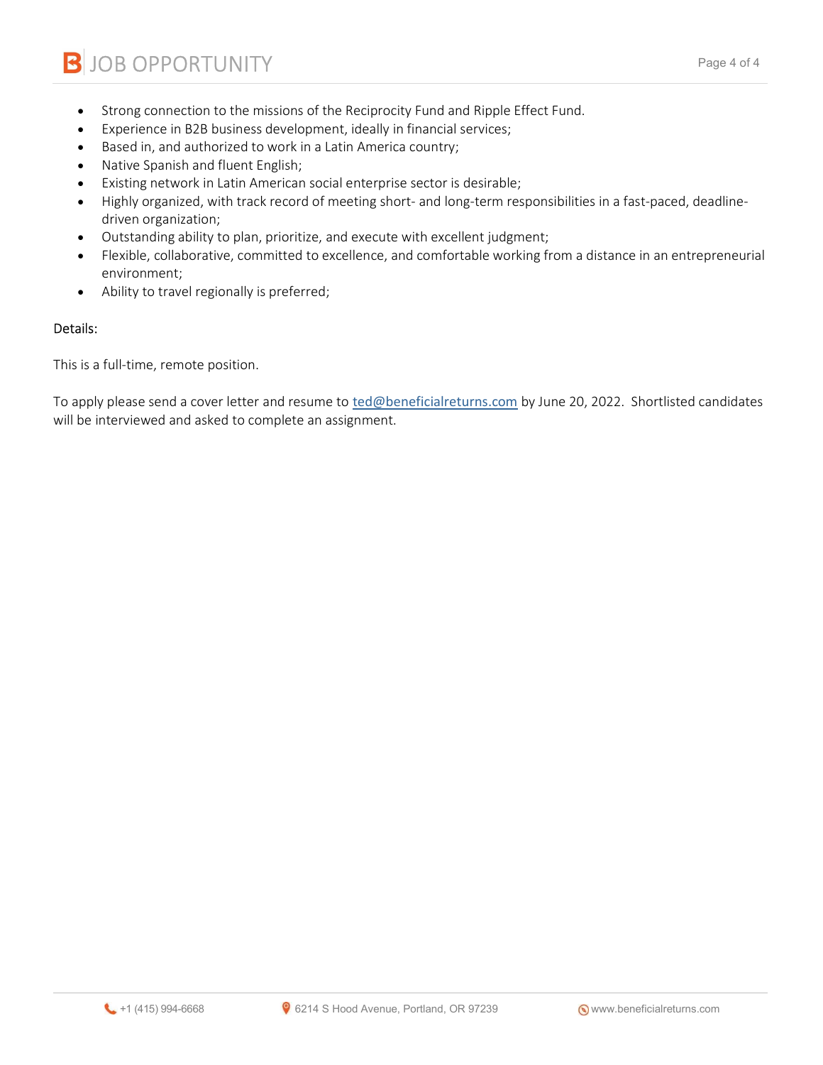- Strong connection to the missions of the Reciprocity Fund and Ripple Effect Fund.
- Experience in B2B business development, ideally in financial services;
- Based in, and authorized to work in a Latin America country;
- Native Spanish and fluent English;
- Existing network in Latin American social enterprise sector is desirable;
- Highly organized, with track record of meeting short- and long-term responsibilities in a fast-paced, deadline-driven organization;
- Outstanding ability to plan, prioritize, and execute with excellent judgment;
- Flexible, collaborative, committed to excellence, and comfortable working from a distance in an entrepreneurial environment;
- Ability to travel regionally is preferred;

Details:

This is a full-time, remote position.

To apply please send a cover letter and resume to ted@beneficialreturns.com by June 20, 2022. Shortlisted candidates will be interviewed and asked to complete an assignment.